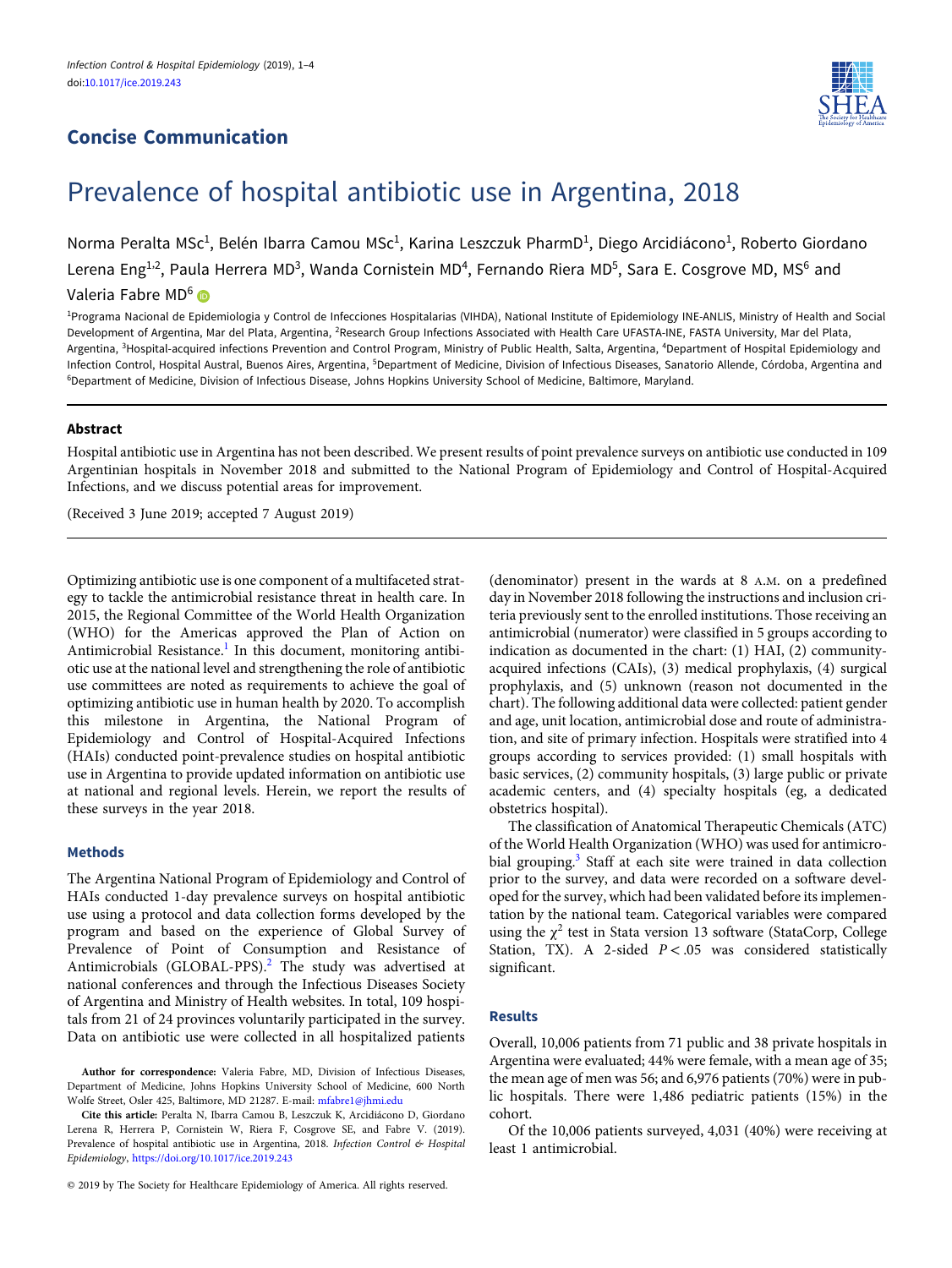## Concise Communication

# Prevalence of hospital antibiotic use in Argentina, 2018

Norma Peralta MSc[1], Belén Ibarra Camou MSc[1], Karina Leszczuk PharmD[1], Diego Arcidiácono[1], Roberto Giordano Lerena Eng[1,2], Paula Herrera MD[3], Wanda Cornistein MD[4], Fernando Riera MD[5], Sara E. Cosgrove MD, MS[6] and Valeria Fabre MD[6]

[1]Programa Nacional de Epidemiologia y Control de Infecciones Hospitalarias (VIHDA), National Institute of Epidemiology INE-ANLIS, Ministry of Health and Social Development of Argentina, Mar del Plata, Argentina, [2]Research Group Infections Associated with Health Care UFASTA-INE, FASTA University, Mar del Plata, Argentina, [3]Hospital-acquired infections Prevention and Control Program, Ministry of Public Health, Salta, Argentina, [4]Department of Hospital Epidemiology and Infection Control, Hospital Austral, Buenos Aires, Argentina, [5]Department of Medicine, Division of Infectious Diseases, Sanatorio Allende, Córdoba, Argentina and [6]Department of Medicine, Division of Infectious Disease, Johns Hopkins University School of Medicine, Baltimore, Maryland.

### Abstract

Hospital antibiotic use in Argentina has not been described. We present results of point prevalence surveys on antibiotic use conducted in 109 Argentinian hospitals in November 2018 and submitted to the National Program of Epidemiology and Control of Hospital-Acquired Infections, and we discuss potential areas for improvement.

(Received 3 June 2019; accepted 7 August 2019)

Optimizing antibiotic use is one component of a multifaceted strategy to tackle the antimicrobial resistance threat in health care. In 2015, the Regional Committee of the World Health Organization (WHO) for the Americas approved the Plan of Action on Antimicrobial Resistance.[1] In this document, monitoring antibiotic use at the national level and strengthening the role of antibiotic use committees are noted as requirements to achieve the goal of optimizing antibiotic use in human health by 2020. To accomplish this milestone in Argentina, the National Program of Epidemiology and Control of Hospital-Acquired Infections (HAIs) conducted point-prevalence studies on hospital antibiotic use in Argentina to provide updated information on antibiotic use at national and regional levels. Herein, we report the results of these surveys in the year 2018.

### Methods

The Argentina National Program of Epidemiology and Control of HAIs conducted 1-day prevalence surveys on hospital antibiotic use using a protocol and data collection forms developed by the program and based on the experience of Global Survey of Prevalence of Point of Consumption and Resistance of Antimicrobials (GLOBAL-PPS).[2] The study was advertised at national conferences and through the Infectious Diseases Society of Argentina and Ministry of Health websites. In total, 109 hospitals from 21 of 24 provinces voluntarily participated in the survey. Data on antibiotic use were collected in all hospitalized patients (denominator) present in the wards at 8 A.M. on a predefined day in November 2018 following the instructions and inclusion criteria previously sent to the enrolled institutions. Those receiving an antimicrobial (numerator) were classified in 5 groups according to indication as documented in the chart: (1) HAI, (2) community-acquired infections (CAIs), (3) medical prophylaxis, (4) surgical prophylaxis, and (5) unknown (reason not documented in the chart). The following additional data were collected: patient gender and age, unit location, antimicrobial dose and route of administration, and site of primary infection. Hospitals were stratified into 4 groups according to services provided: (1) small hospitals with basic services, (2) community hospitals, (3) large public or private academic centers, and (4) specialty hospitals (eg, a dedicated obstetrics hospital).

The classification of Anatomical Therapeutic Chemicals (ATC) of the World Health Organization (WHO) was used for antimicrobial grouping.[3] Staff at each site were trained in data collection prior to the survey, and data were recorded on a software developed for the survey, which had been validated before its implementation by the national team. Categorical variables were compared using the $\chi^2$ test in Stata version 13 software (StataCorp, College Station, TX). A 2-sided $P < .05$ was considered statistically significant.

### Results

Overall, 10,006 patients from 71 public and 38 private hospitals in Argentina were evaluated; 44% were female, with a mean age of 35; the mean age of men was 56; and 6,976 patients (70%) were in public hospitals. There were 1,486 pediatric patients (15%) in the cohort.

Of the 10,006 patients surveyed, 4,031 (40%) were receiving at least 1 antimicrobial.

**Author for correspondence:** Valeria Fabre, MD, Division of Infectious Diseases, Department of Medicine, Johns Hopkins University School of Medicine, 600 North Wolfe Street, Osler 425, Baltimore, MD 21287. E-mail: mfabre1@jhmi.edu

**Cite this article:** Peralta N, Ibarra Camou B, Leszczuk K, Arcidiácono D, Giordano Lerena R, Herrera P, Cornistein W, Riera F, Cosgrove SE, and Fabre V. (2019). Prevalence of hospital antibiotic use in Argentina, 2018. *Infection Control & Hospital Epidemiology*, https://doi.org/10.1017/ice.2019.243

© 2019 by The Society for Healthcare Epidemiology of America. All rights reserved.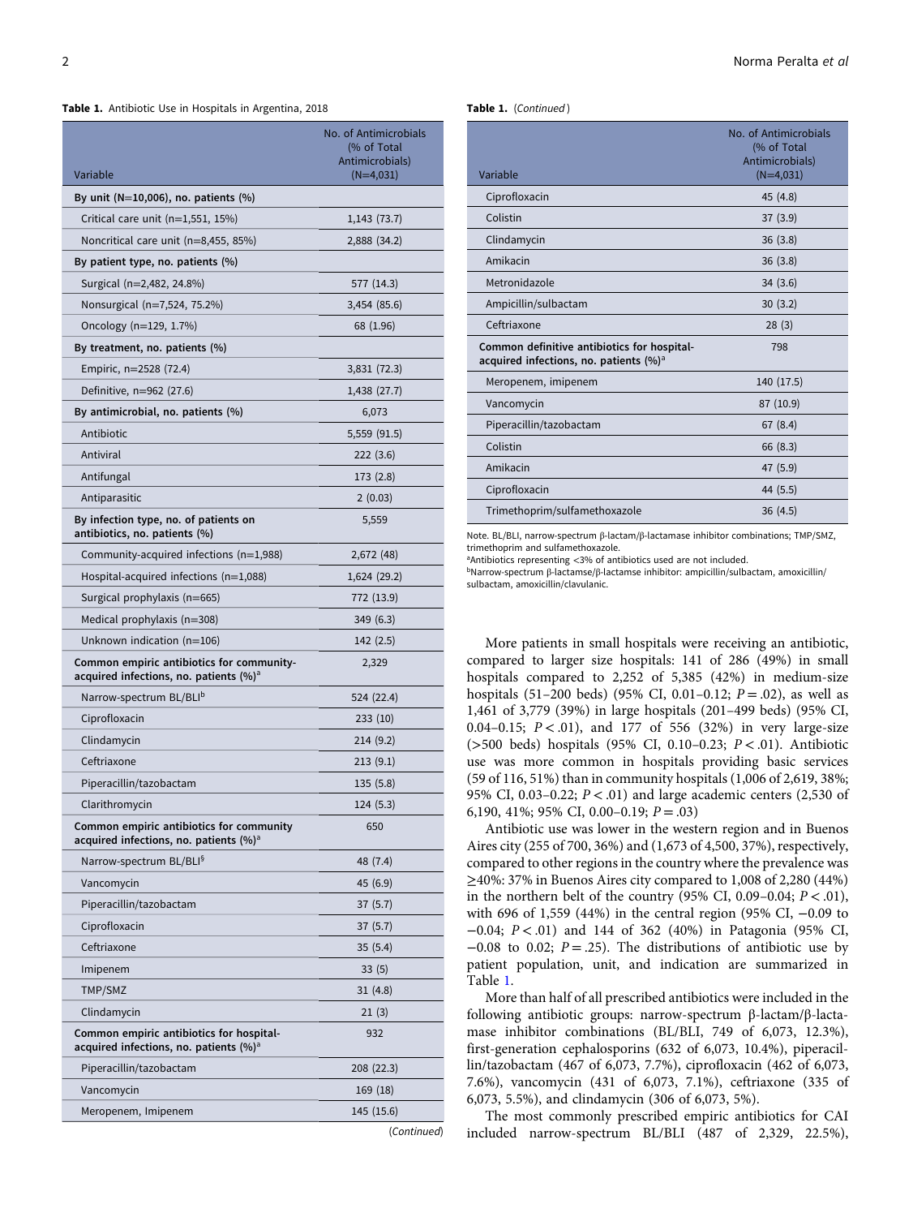**Table 1.** Antibiotic Use in Hospitals in Argentina, 2018

| Variable | No. of Antimicrobials (% of Total Antimicrobials) (N=4,031) |
|---|---|
| **By unit (N=10,006), no. patients (%)** | |
| Critical care unit (n=1,551, 15%) | 1,143 (73.7) |
| Noncritical care unit (n=8,455, 85%) | 2,888 (34.2) |
| **By patient type, no. patients (%)** | |
| Surgical (n=2,482, 24.8%) | 577 (14.3) |
| Nonsurgical (n=7,524, 75.2%) | 3,454 (85.6) |
| Oncology (n=129, 1.7%) | 68 (1.96) |
| **By treatment, no. patients (%)** | |
| Empiric, n=2528 (72.4) | 3,831 (72.3) |
| Definitive, n=962 (27.6) | 1,438 (27.7) |
| **By antimicrobial, no. patients (%)** | 6,073 |
| Antibiotic | 5,559 (91.5) |
| Antiviral | 222 (3.6) |
| Antifungal | 173 (2.8) |
| Antiparasitic | 2 (0.03) |
| **By infection type, no. of patients on antibiotics, no. patients (%)** | 5,559 |
| Community-acquired infections (n=1,988) | 2,672 (48) |
| Hospital-acquired infections (n=1,088) | 1,624 (29.2) |
| Surgical prophylaxis (n=665) | 772 (13.9) |
| Medical prophylaxis (n=308) | 349 (6.3) |
| Unknown indication (n=106) | 142 (2.5) |
| **Common empiric antibiotics for community-acquired infections, no. patients (%)[a]** | 2,329 |
| Narrow-spectrum BL/BLI[b] | 524 (22.4) |
| Ciprofloxacin | 233 (10) |
| Clindamycin | 214 (9.2) |
| Ceftriaxone | 213 (9.1) |
| Piperacillin/tazobactam | 135 (5.8) |
| Clarithromycin | 124 (5.3) |
| **Common empiric antibiotics for community acquired infections, no. patients (%)[a]** | 650 |
| Narrow-spectrum BL/BLI[§] | 48 (7.4) |
| Vancomycin | 45 (6.9) |
| Piperacillin/tazobactam | 37 (5.7) |
| Ciprofloxacin | 37 (5.7) |
| Ceftriaxone | 35 (5.4) |
| Imipenem | 33 (5) |
| TMP/SMZ | 31 (4.8) |
| Clindamycin | 21 (3) |
| **Common empiric antibiotics for hospital-acquired infections, no. patients (%)[a]** | 932 |
| Piperacillin/tazobactam | 208 (22.3) |
| Vancomycin | 169 (18) |
| Meropenem, Imipenem | 145 (15.6) |
| Ciprofloxacin | 45 (4.8) |
| Colistin | 37 (3.9) |
| Clindamycin | 36 (3.8) |
| Amikacin | 36 (3.8) |
| Metronidazole | 34 (3.6) |
| Ampicillin/sulbactam | 30 (3.2) |
| Ceftriaxone | 28 (3) |
| **Common definitive antibiotics for hospital-acquired infections, no. patients (%)[a]** | 798 |
| Meropenem, imipenem | 140 (17.5) |
| Vancomycin | 87 (10.9) |
| Piperacillin/tazobactam | 67 (8.4) |
| Colistin | 66 (8.3) |
| Amikacin | 47 (5.9) |
| Ciprofloxacin | 44 (5.5) |
| Trimethoprim/sulfamethoxazole | 36 (4.5) |

Note. BL/BLI, narrow-spectrum β-lactam/β-lactamase inhibitor combinations; TMP/SMZ, trimethoprim and sulfamethoxazole.
[a]Antibiotics representing <3% of antibiotics used are not included.
[b]Narrow-spectrum β-lactamse/β-lactamse inhibitor: ampicillin/sulbactam, amoxicillin/sulbactam, amoxicillin/clavulanic.

More patients in small hospitals were receiving an antibiotic, compared to larger size hospitals: 141 of 286 (49%) in small hospitals compared to 2,252 of 5,385 (42%) in medium-size hospitals (51–200 beds) (95% CI, 0.01–0.12; $P = .02$), as well as 1,461 of 3,779 (39%) in large hospitals (201–499 beds) (95% CI, 0.04–0.15; $P < .01$), and 177 of 556 (32%) in very large-size (>500 beds) hospitals (95% CI, 0.10–0.23; $P < .01$). Antibiotic use was more common in hospitals providing basic services (59 of 116, 51%) than in community hospitals (1,006 of 2,619, 38%; 95% CI, 0.03–0.22; $P < .01$) and large academic centers (2,530 of 6,190, 41%; 95% CI, 0.00–0.19; $P = .03$)

Antibiotic use was lower in the western region and in Buenos Aires city (255 of 700, 36%) and (1,673 of 4,500, 37%), respectively, compared to other regions in the country where the prevalence was ≥40%: 37% in Buenos Aires city compared to 1,008 of 2,280 (44%) in the northern belt of the country (95% CI, 0.09–0.04; $P < .01$), with 696 of 1,559 (44%) in the central region (95% CI, −0.09 to −0.04; $P < .01$) and 144 of 362 (40%) in Patagonia (95% CI, −0.08 to 0.02; $P = .25$). The distributions of antibiotic use by patient population, unit, and indication are summarized in Table 1.

More than half of all prescribed antibiotics were included in the following antibiotic groups: narrow-spectrum β-lactam/β-lactamase inhibitor combinations (BL/BLI, 749 of 6,073, 12.3%), first-generation cephalosporins (632 of 6,073, 10.4%), piperacillin/tazobactam (467 of 6,073, 7.7%), ciprofloxacin (462 of 6,073, 7.6%), vancomycin (431 of 6,073, 7.1%), ceftriaxone (335 of 6,073, 5.5%), and clindamycin (306 of 6,073, 5%).

The most commonly prescribed empiric antibiotics for CAI included narrow-spectrum BL/BLI (487 of 2,329, 22.5%),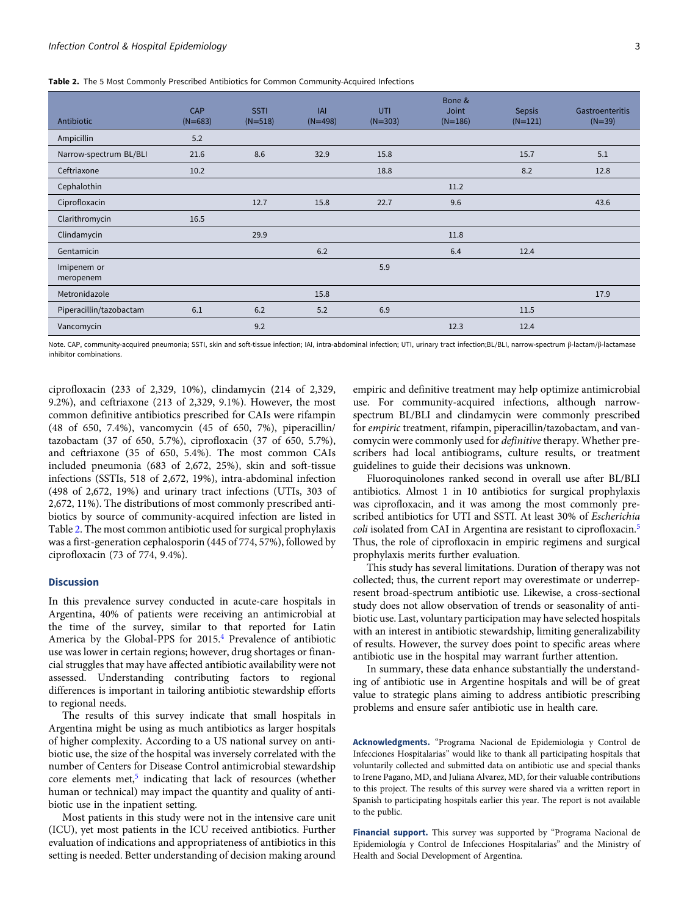**Table 2.** The 5 Most Commonly Prescribed Antibiotics for Common Community-Acquired Infections

| Antibiotic | CAP (N=683) | SSTI (N=518) | IAI (N=498) | UTI (N=303) | Bone & Joint (N=186) | Sepsis (N=121) | Gastroenteritis (N=39) |
|---|---|---|---|---|---|---|---|
| Ampicillin | 5.2 | | | | | | |
| Narrow-spectrum BL/BLI | 21.6 | 8.6 | 32.9 | 15.8 | | 15.7 | 5.1 |
| Ceftriaxone | 10.2 | | | 18.8 | | 8.2 | 12.8 |
| Cephalothin | | | | | 11.2 | | |
| Ciprofloxacin | | 12.7 | 15.8 | 22.7 | 9.6 | | 43.6 |
| Clarithromycin | 16.5 | | | | | | |
| Clindamycin | | 29.9 | | | 11.8 | | |
| Gentamicin | | | 6.2 | | 6.4 | 12.4 | |
| Imipenem or meropenem | | | | 5.9 | | | |
| Metronidazole | | | 15.8 | | | | 17.9 |
| Piperacillin/tazobactam | 6.1 | 6.2 | 5.2 | 6.9 | | 11.5 | |
| Vancomycin | | 9.2 | | | 12.3 | 12.4 | |

Note. CAP, community-acquired pneumonia; SSTI, skin and soft-tissue infection; IAI, intra-abdominal infection; UTI, urinary tract infection;BL/BLI, narrow-spectrum β-lactam/β-lactamase inhibitor combinations.

ciprofloxacin (233 of 2,329, 10%), clindamycin (214 of 2,329, 9.2%), and ceftriaxone (213 of 2,329, 9.1%). However, the most common definitive antibiotics prescribed for CAIs were rifampin (48 of 650, 7.4%), vancomycin (45 of 650, 7%), piperacillin/tazobactam (37 of 650, 5.7%), ciprofloxacin (37 of 650, 5.7%), and ceftriaxone (35 of 650, 5.4%). The most common CAIs included pneumonia (683 of 2,672, 25%), skin and soft-tissue infections (SSTIs, 518 of 2,672, 19%), intra-abdominal infection (498 of 2,672, 19%) and urinary tract infections (UTIs, 303 of 2,672, 11%). The distributions of most commonly prescribed antibiotics by source of community-acquired infection are listed in Table 2. The most common antibiotic used for surgical prophylaxis was a first-generation cephalosporin (445 of 774, 57%), followed by ciprofloxacin (73 of 774, 9.4%).

## Discussion

In this prevalence survey conducted in acute-care hospitals in Argentina, 40% of patients were receiving an antimicrobial at the time of the survey, similar to that reported for Latin America by the Global-PPS for 2015.[4] Prevalence of antibiotic use was lower in certain regions; however, drug shortages or financial struggles that may have affected antibiotic availability were not assessed. Understanding contributing factors to regional differences is important in tailoring antibiotic stewardship efforts to regional needs.

The results of this survey indicate that small hospitals in Argentina might be using as much antibiotics as larger hospitals of higher complexity. According to a US national survey on antibiotic use, the size of the hospital was inversely correlated with the number of Centers for Disease Control antimicrobial stewardship core elements met,[5] indicating that lack of resources (whether human or technical) may impact the quantity and quality of antibiotic use in the inpatient setting.

Most patients in this study were not in the intensive care unit (ICU), yet most patients in the ICU received antibiotics. Further evaluation of indications and appropriateness of antibiotics in this setting is needed. Better understanding of decision making around empiric and definitive treatment may help optimize antimicrobial use. For community-acquired infections, although narrow-spectrum BL/BLI and clindamycin were commonly prescribed for *empiric* treatment, rifampin, piperacillin/tazobactam, and vancomycin were commonly used for *definitive* therapy. Whether prescribers had local antibiograms, culture results, or treatment guidelines to guide their decisions was unknown.

Fluoroquinolones ranked second in overall use after BL/BLI antibiotics. Almost 1 in 10 antibiotics for surgical prophylaxis was ciprofloxacin, and it was among the most commonly prescribed antibiotics for UTI and SSTI. At least 30% of *Escherichia coli* isolated from CAI in Argentina are resistant to ciprofloxacin.[5] Thus, the role of ciprofloxacin in empiric regimens and surgical prophylaxis merits further evaluation.

This study has several limitations. Duration of therapy was not collected; thus, the current report may overestimate or underrepresent broad-spectrum antibiotic use. Likewise, a cross-sectional study does not allow observation of trends or seasonality of antibiotic use. Last, voluntary participation may have selected hospitals with an interest in antibiotic stewardship, limiting generalizability of results. However, the survey does point to specific areas where antibiotic use in the hospital may warrant further attention.

In summary, these data enhance substantially the understanding of antibiotic use in Argentine hospitals and will be of great value to strategic plans aiming to address antibiotic prescribing problems and ensure safer antibiotic use in health care.

**Acknowledgments.** "Programa Nacional de Epidemiologia y Control de Infecciones Hospitalarias" would like to thank all participating hospitals that voluntarily collected and submitted data on antibiotic use and special thanks to Irene Pagano, MD, and Juliana Alvarez, MD, for their valuable contributions to this project. The results of this survey were shared via a written report in Spanish to participating hospitals earlier this year. The report is not available to the public.

**Financial support.** This survey was supported by "Programa Nacional de Epidemiología y Control de Infecciones Hospitalarias" and the Ministry of Health and Social Development of Argentina.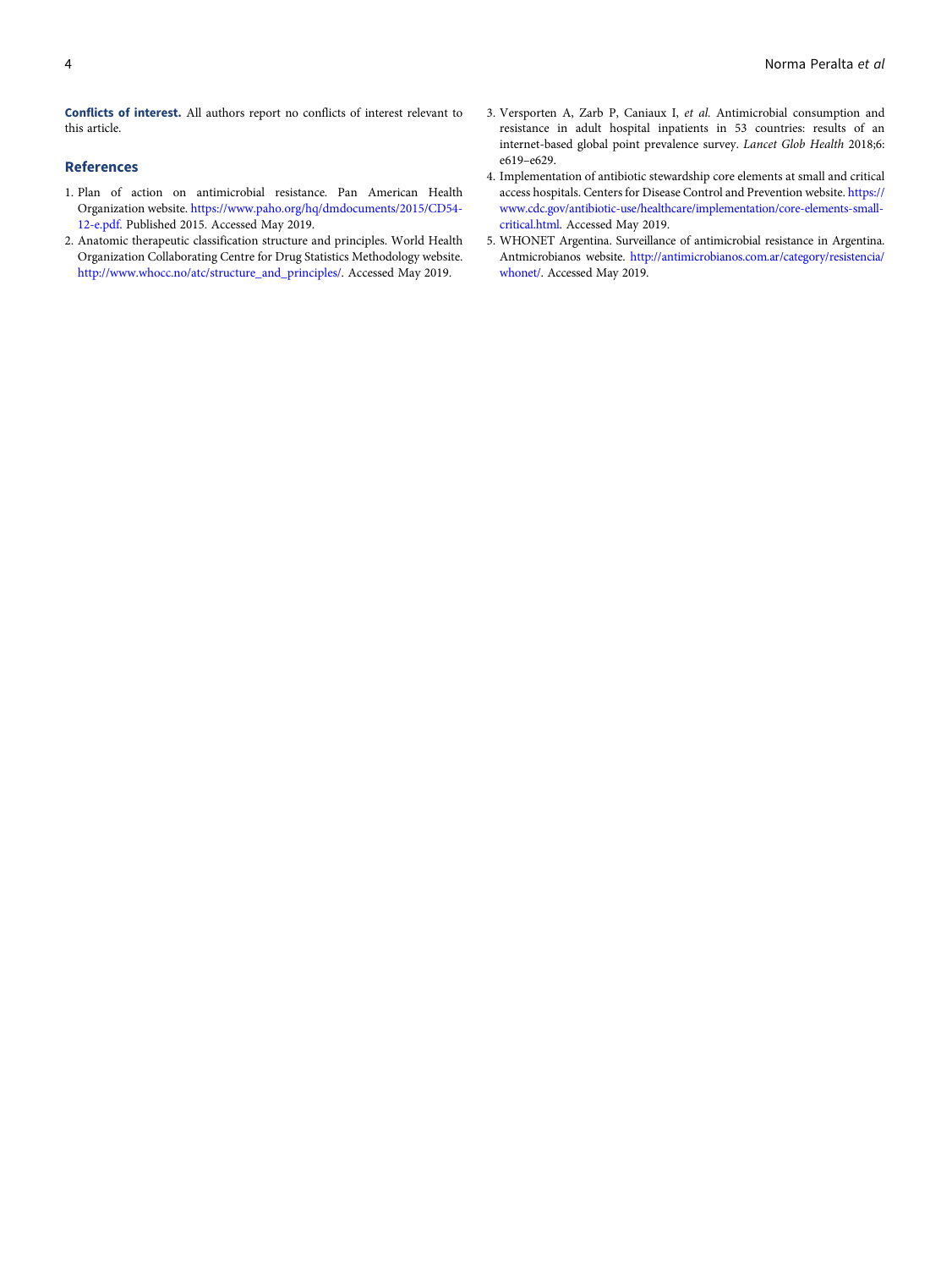**Conflicts of interest.** All authors report no conflicts of interest relevant to this article.

## References

1. Plan of action on antimicrobial resistance. Pan American Health Organization website. https://www.paho.org/hq/dmdocuments/2015/CD54-12-e.pdf. Published 2015. Accessed May 2019.
2. Anatomic therapeutic classification structure and principles. World Health Organization Collaborating Centre for Drug Statistics Methodology website. http://www.whocc.no/atc/structure_and_principles/. Accessed May 2019.
3. Versporten A, Zarb P, Caniaux I, *et al.* Antimicrobial consumption and resistance in adult hospital inpatients in 53 countries: results of an internet-based global point prevalence survey. *Lancet Glob Health* 2018;6: e619–e629.
4. Implementation of antibiotic stewardship core elements at small and critical access hospitals. Centers for Disease Control and Prevention website. https://www.cdc.gov/antibiotic-use/healthcare/implementation/core-elements-small-critical.html. Accessed May 2019.
5. WHONET Argentina. Surveillance of antimicrobial resistance in Argentina. Antmicrobianos website. http://antimicrobianos.com.ar/category/resistencia/whonet/. Accessed May 2019.